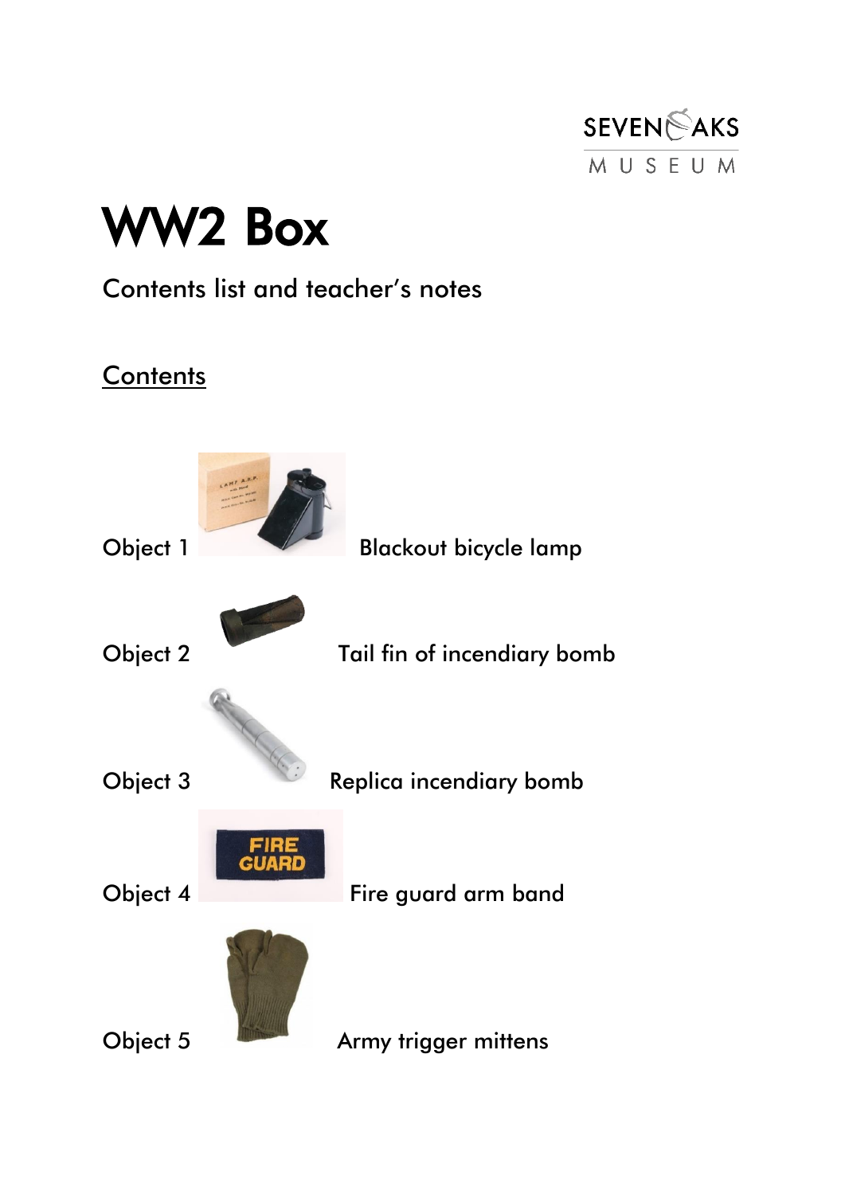SEVENOAKS MUSEUM

# WW2 Box

Contents list and teacher's notes

## Contents

Object 1 Blackout bicycle lamp

Object 2 Tail fin of incendiary bomb

Object 3 Replica incendiary bomb

Object 4 Fire guard arm band

Object 5 Army trigger mittens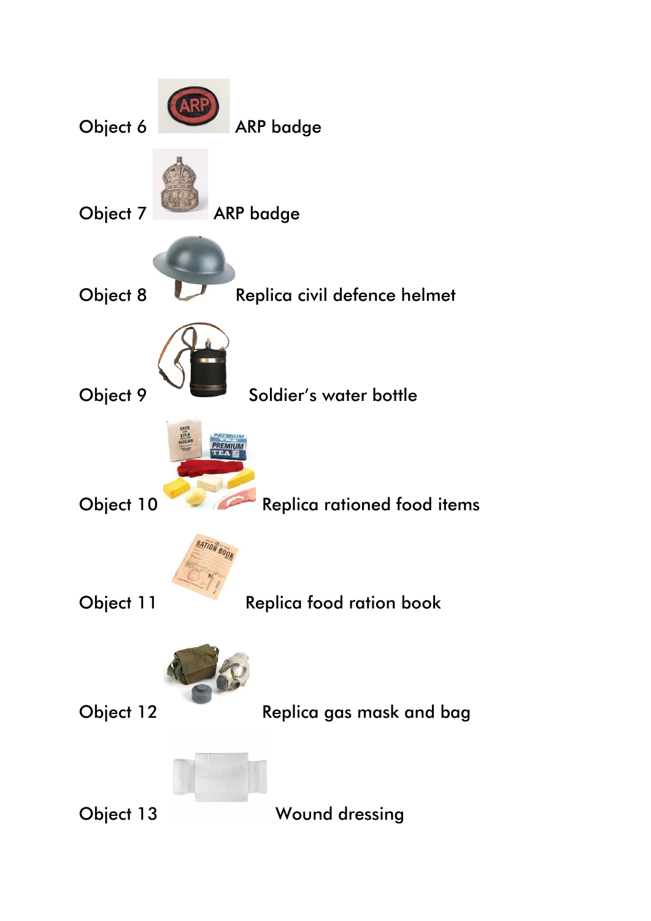Object 6 ARP badge

Object 7 ARP badge

Object 8 Replica civil defence helmet

Object 9 Soldier's water bottle

Object 10 Replica rationed food items

Object 11 Replica food ration book

Object 12 Replica gas mask and bag

Object 13 Wound dressing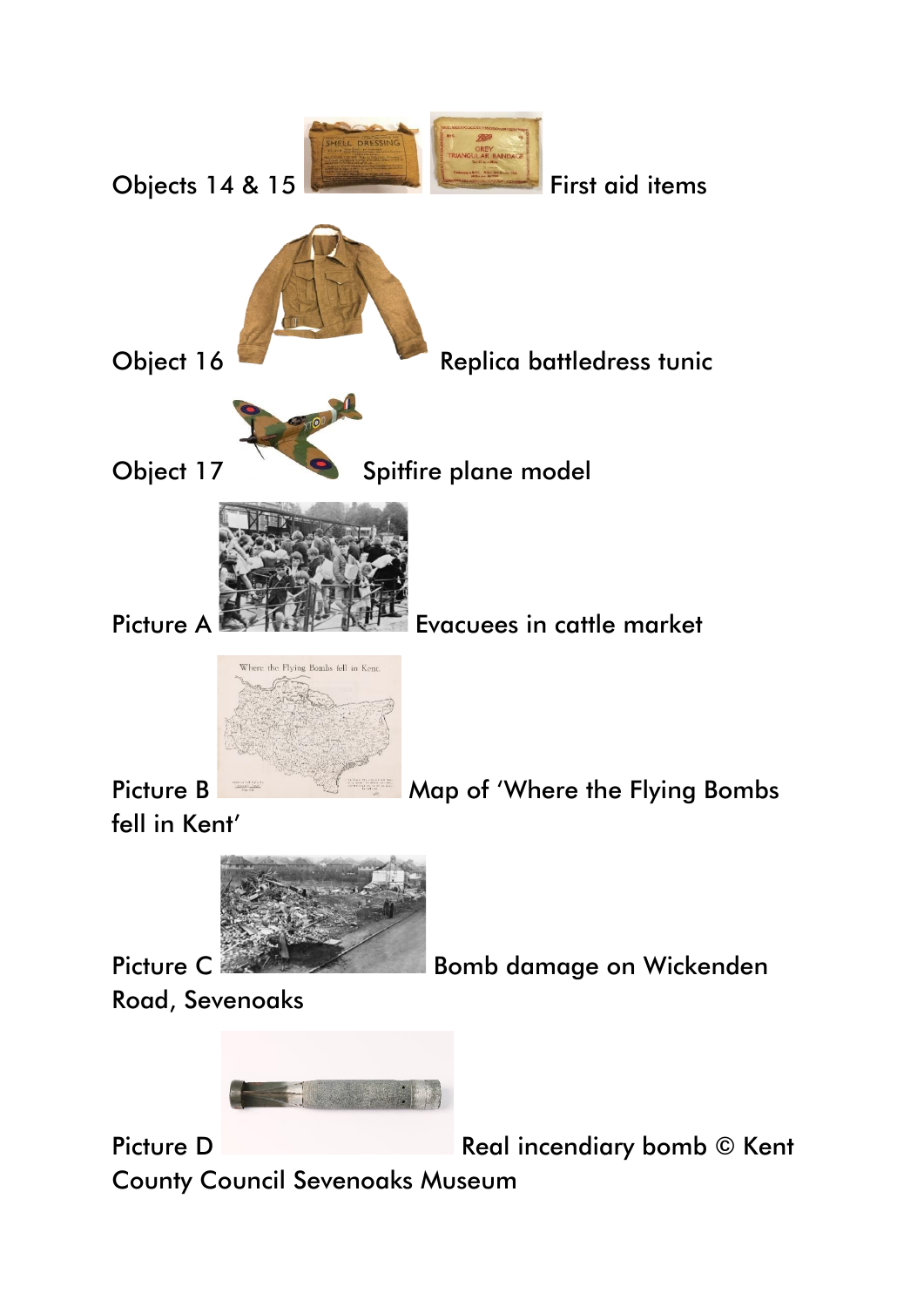Objects 14 & 15 First aid items

Object 16 Replica battledress tunic

Object 17 Spitfire plane model

Picture A Evacuees in cattle market

Picture B Map of 'Where the Flying Bombs fell in Kent'

Picture C Bomb damage on Wickenden Road, Sevenoaks

Picture D Real incendiary bomb © Kent County Council Sevenoaks Museum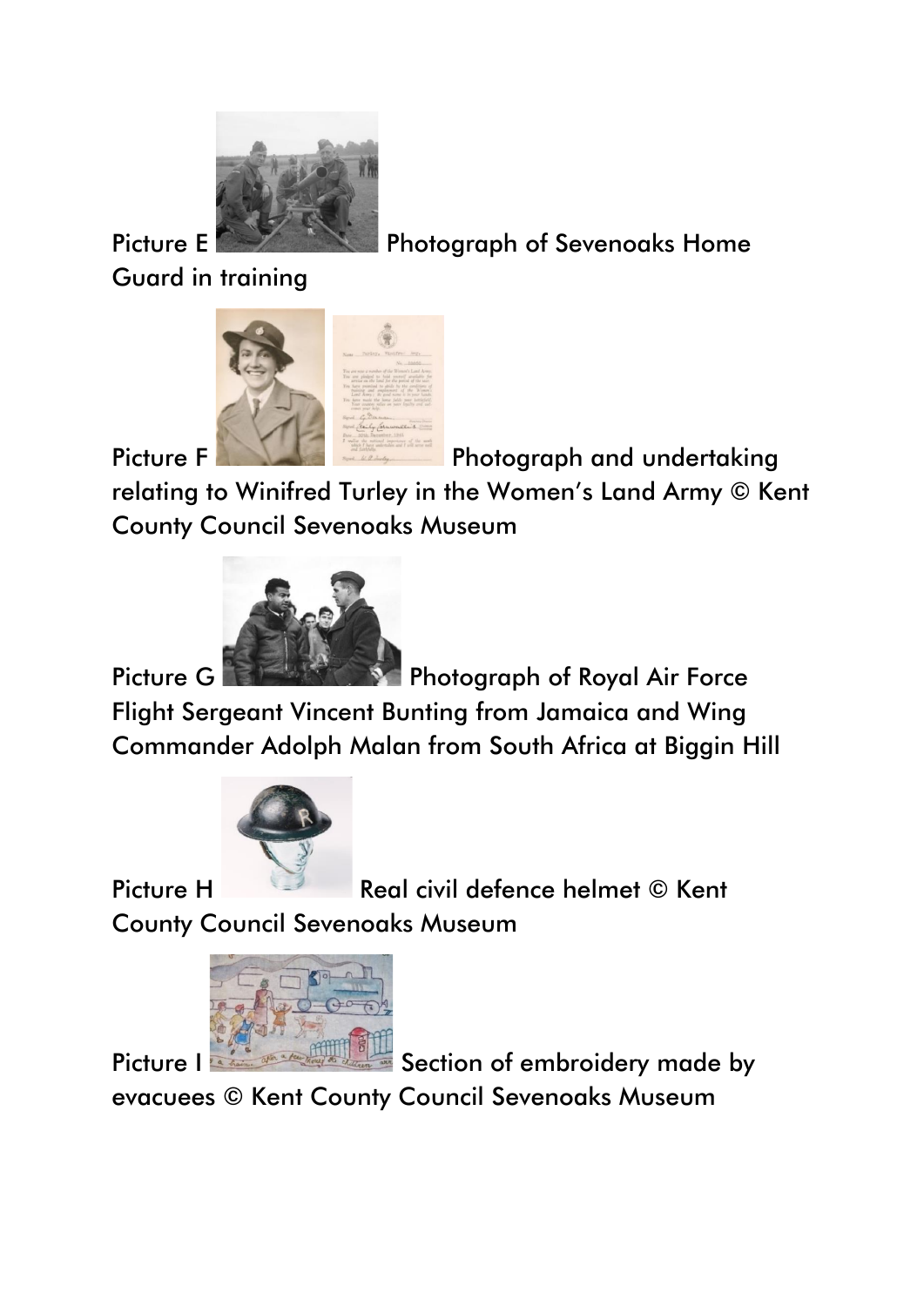Picture E Photograph of Sevenoaks Home Guard in training

Picture F Photograph and undertaking relating to Winifred Turley in the Women's Land Army © Kent County Council Sevenoaks Museum

Picture G Photograph of Royal Air Force Flight Sergeant Vincent Bunting from Jamaica and Wing Commander Adolph Malan from South Africa at Biggin Hill

Picture H Real civil defence helmet © Kent County Council Sevenoaks Museum

Picture I Section of embroidery made by evacuees © Kent County Council Sevenoaks Museum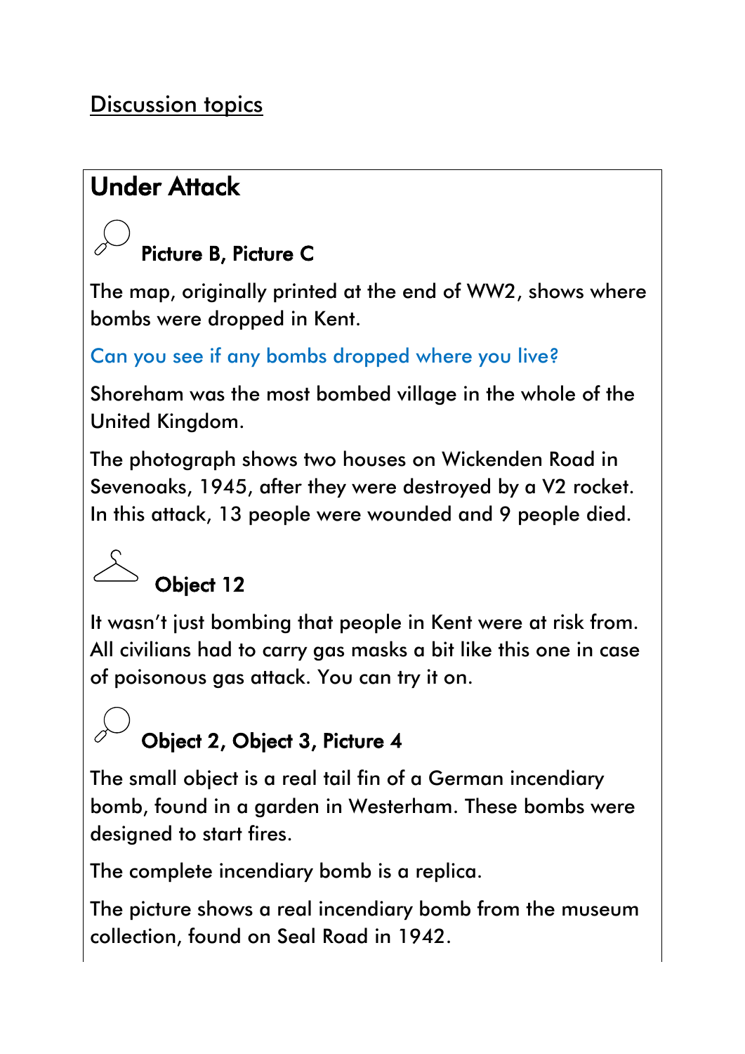## Discussion topics

### Under Attack

**Picture B, Picture C**

The map, originally printed at the end of WW2, shows where bombs were dropped in Kent.

Can you see if any bombs dropped where you live?

Shoreham was the most bombed village in the whole of the United Kingdom.

The photograph shows two houses on Wickenden Road in Sevenoaks, 1945, after they were destroyed by a V2 rocket. In this attack, 13 people were wounded and 9 people died.

**Object 12**

It wasn't just bombing that people in Kent were at risk from. All civilians had to carry gas masks a bit like this one in case of poisonous gas attack. You can try it on.

**Object 2, Object 3, Picture 4**

The small object is a real tail fin of a German incendiary bomb, found in a garden in Westerham. These bombs were designed to start fires.

The complete incendiary bomb is a replica.

The picture shows a real incendiary bomb from the museum collection, found on Seal Road in 1942.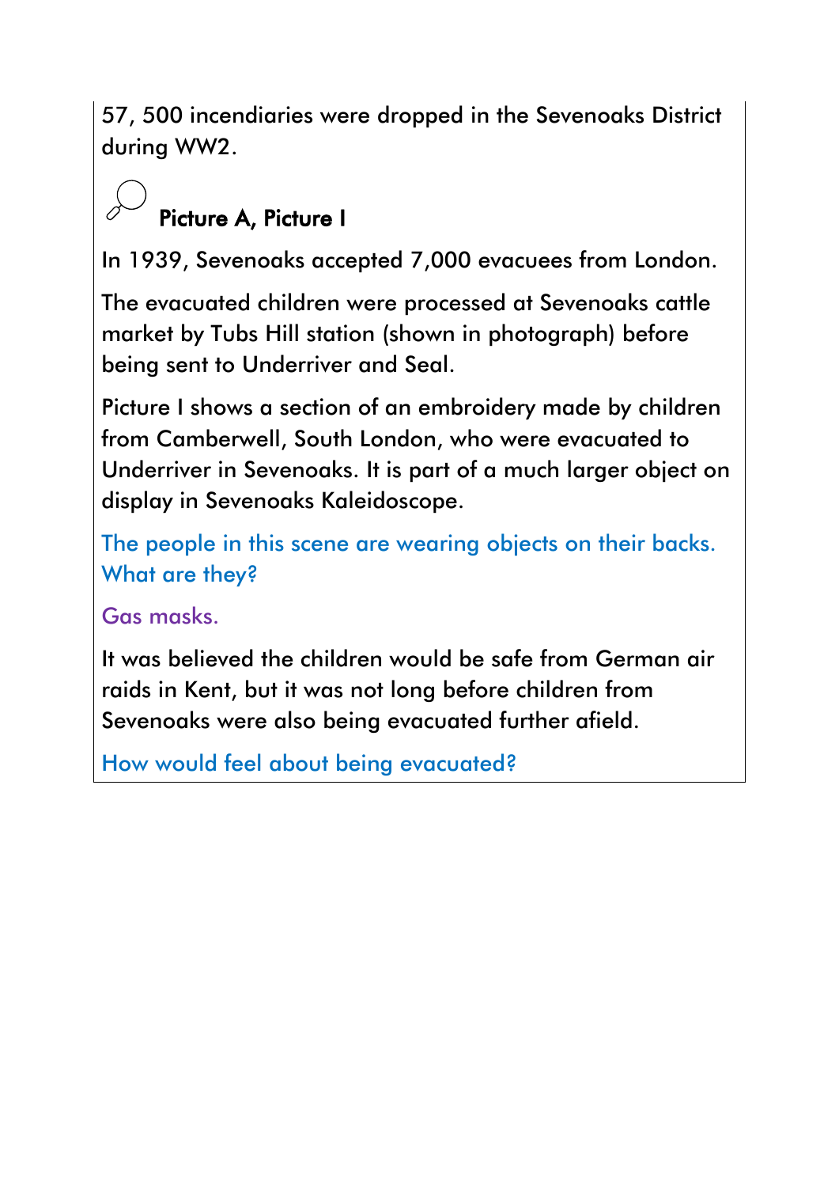57, 500 incendiaries were dropped in the Sevenoaks District during WW2.

**Picture A, Picture I**

In 1939, Sevenoaks accepted 7,000 evacuees from London.

The evacuated children were processed at Sevenoaks cattle market by Tubs Hill station (shown in photograph) before being sent to Underriver and Seal.

Picture I shows a section of an embroidery made by children from Camberwell, South London, who were evacuated to Underriver in Sevenoaks. It is part of a much larger object on display in Sevenoaks Kaleidoscope.

The people in this scene are wearing objects on their backs. What are they?

Gas masks.

It was believed the children would be safe from German air raids in Kent, but it was not long before children from Sevenoaks were also being evacuated further afield.

How would feel about being evacuated?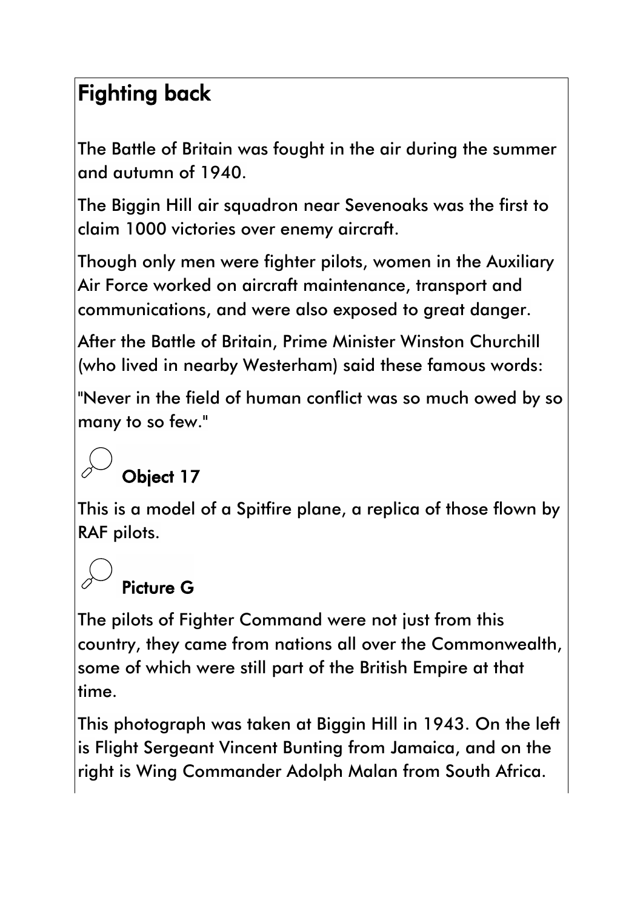# Fighting back

The Battle of Britain was fought in the air during the summer and autumn of 1940.

The Biggin Hill air squadron near Sevenoaks was the first to claim 1000 victories over enemy aircraft.

Though only men were fighter pilots, women in the Auxiliary Air Force worked on aircraft maintenance, transport and communications, and were also exposed to great danger.

After the Battle of Britain, Prime Minister Winston Churchill (who lived in nearby Westerham) said these famous words:

"Never in the field of human conflict was so much owed by so many to so few."

## Object 17

This is a model of a Spitfire plane, a replica of those flown by RAF pilots.

## Picture G

The pilots of Fighter Command were not just from this country, they came from nations all over the Commonwealth, some of which were still part of the British Empire at that time.

This photograph was taken at Biggin Hill in 1943. On the left is Flight Sergeant Vincent Bunting from Jamaica, and on the right is Wing Commander Adolph Malan from South Africa.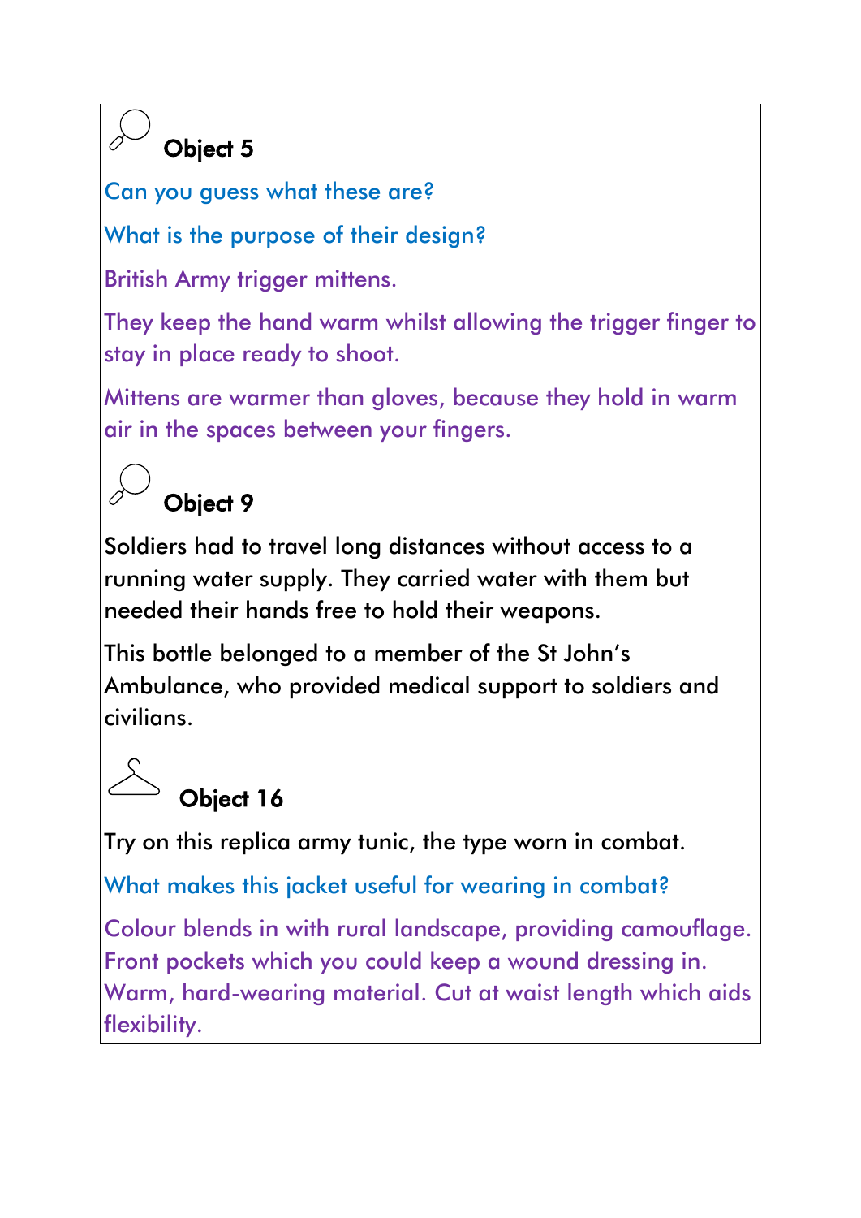### Object 5

Can you guess what these are?

What is the purpose of their design?

British Army trigger mittens.

They keep the hand warm whilst allowing the trigger finger to stay in place ready to shoot.

Mittens are warmer than gloves, because they hold in warm air in the spaces between your fingers.

### Object 9

Soldiers had to travel long distances without access to a running water supply. They carried water with them but needed their hands free to hold their weapons.

This bottle belonged to a member of the St John's Ambulance, who provided medical support to soldiers and civilians.

### Object 16

Try on this replica army tunic, the type worn in combat.

What makes this jacket useful for wearing in combat?

Colour blends in with rural landscape, providing camouflage. Front pockets which you could keep a wound dressing in. Warm, hard-wearing material. Cut at waist length which aids flexibility.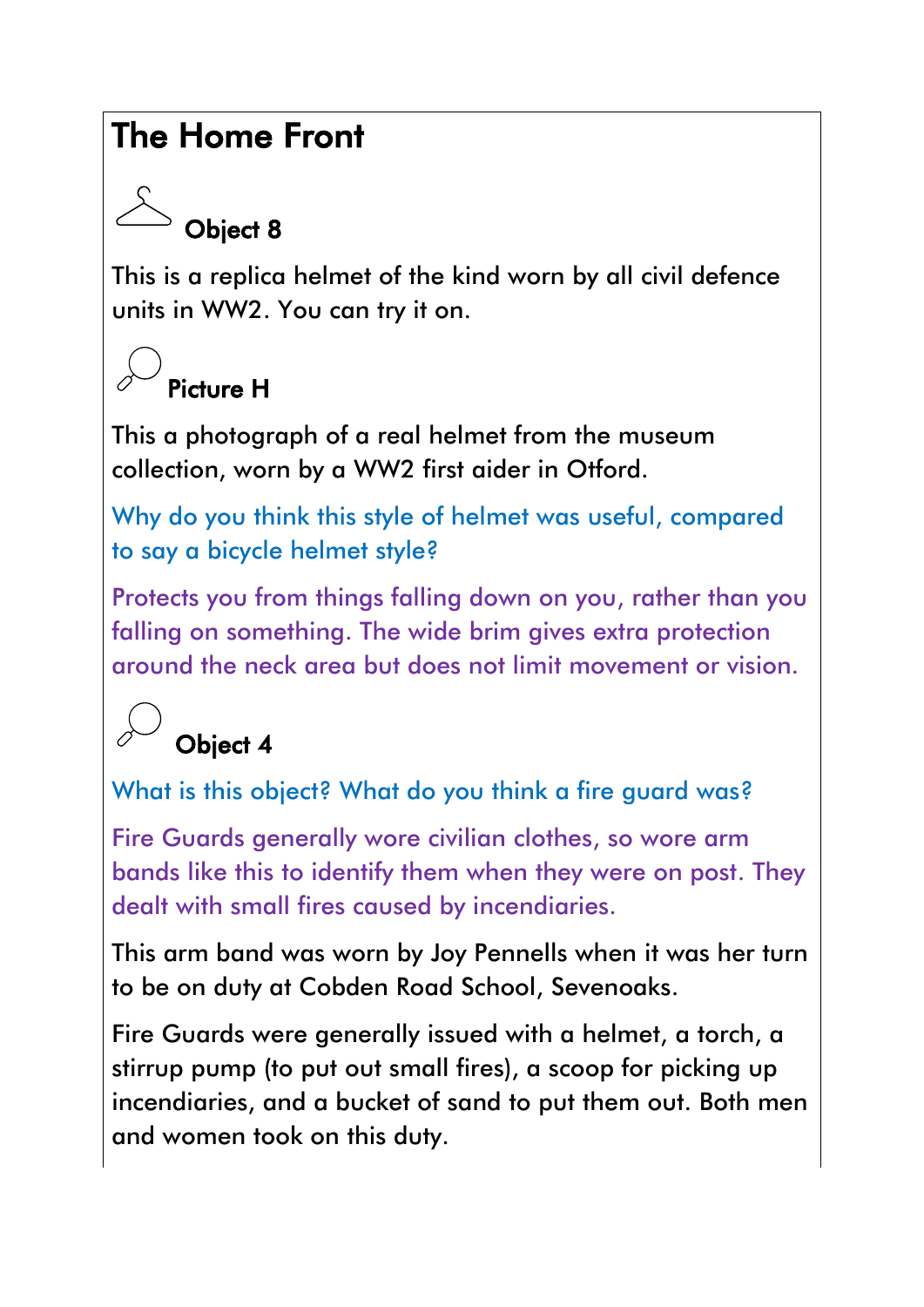# The Home Front

## Object 8

This is a replica helmet of the kind worn by all civil defence units in WW2. You can try it on.

## Picture H

This a photograph of a real helmet from the museum collection, worn by a WW2 first aider in Otford.

Why do you think this style of helmet was useful, compared to say a bicycle helmet style?

Protects you from things falling down on you, rather than you falling on something. The wide brim gives extra protection around the neck area but does not limit movement or vision.

## Object 4

What is this object? What do you think a fire guard was?

Fire Guards generally wore civilian clothes, so wore arm bands like this to identify them when they were on post. They dealt with small fires caused by incendiaries.

This arm band was worn by Joy Pennells when it was her turn to be on duty at Cobden Road School, Sevenoaks.

Fire Guards were generally issued with a helmet, a torch, a stirrup pump (to put out small fires), a scoop for picking up incendiaries, and a bucket of sand to put them out. Both men and women took on this duty.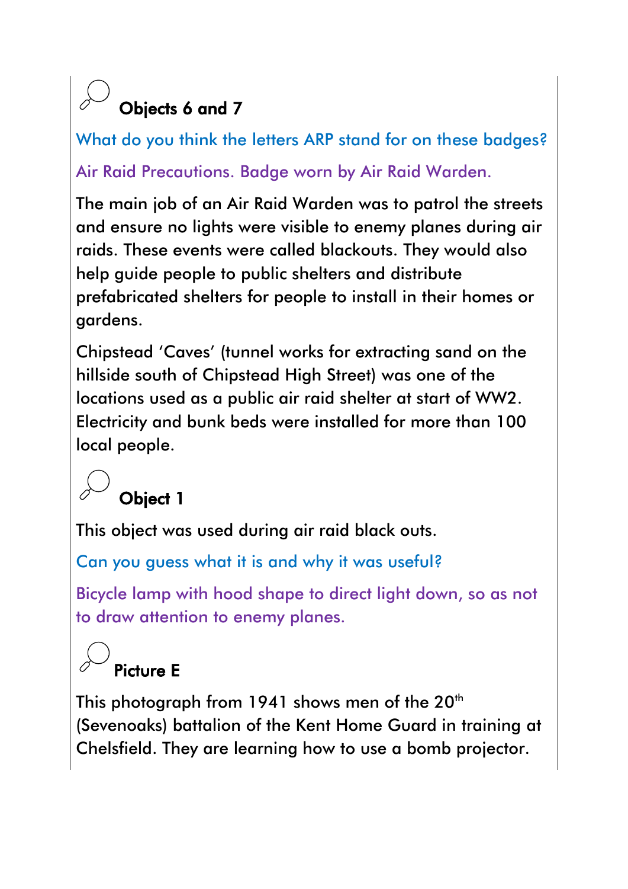### Objects 6 and 7

What do you think the letters ARP stand for on these badges?

Air Raid Precautions. Badge worn by Air Raid Warden.

The main job of an Air Raid Warden was to patrol the streets and ensure no lights were visible to enemy planes during air raids. These events were called blackouts. They would also help guide people to public shelters and distribute prefabricated shelters for people to install in their homes or gardens.

Chipstead 'Caves' (tunnel works for extracting sand on the hillside south of Chipstead High Street) was one of the locations used as a public air raid shelter at start of WW2. Electricity and bunk beds were installed for more than 100 local people.

### Object 1

This object was used during air raid black outs.

Can you guess what it is and why it was useful?

Bicycle lamp with hood shape to direct light down, so as not to draw attention to enemy planes.

### Picture E

This photograph from 1941 shows men of the 20th (Sevenoaks) battalion of the Kent Home Guard in training at Chelsfield. They are learning how to use a bomb projector.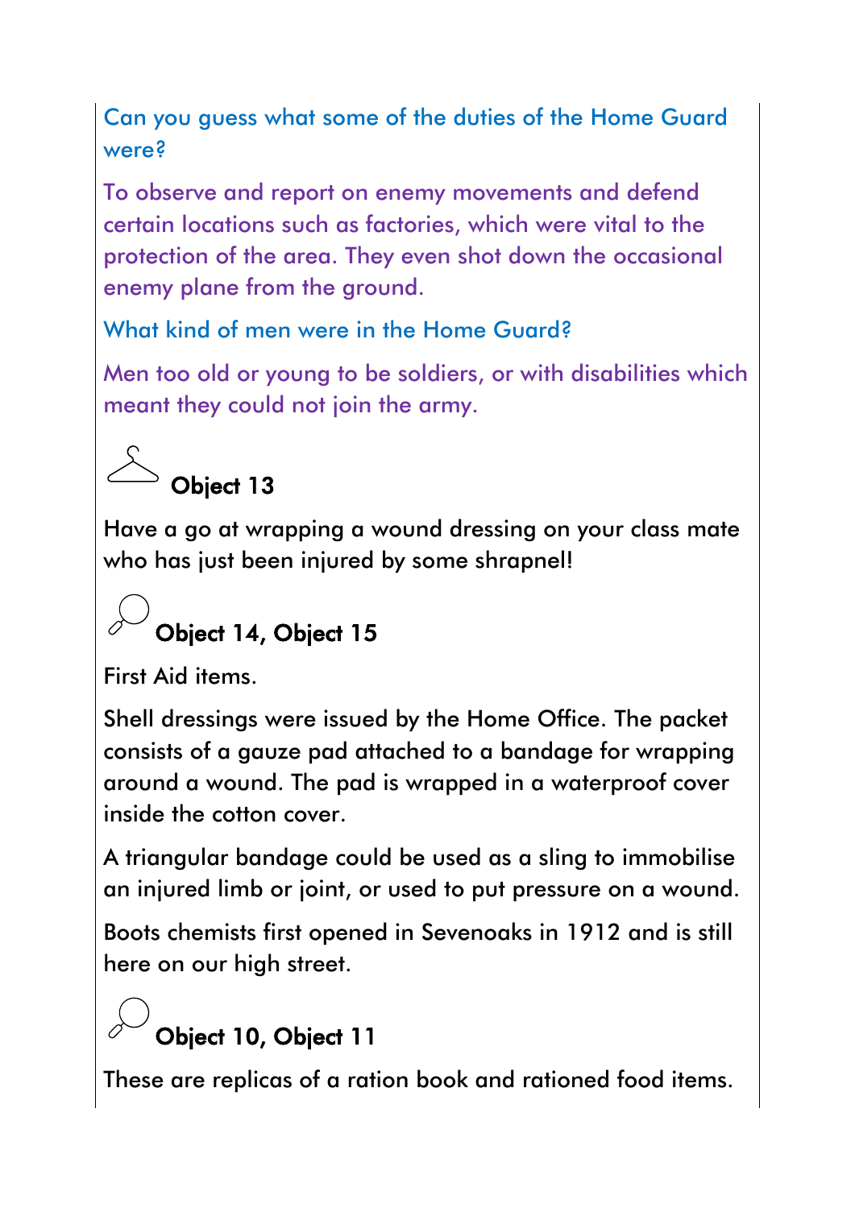Can you guess what some of the duties of the Home Guard were?

To observe and report on enemy movements and defend certain locations such as factories, which were vital to the protection of the area. They even shot down the occasional enemy plane from the ground.

What kind of men were in the Home Guard?

Men too old or young to be soldiers, or with disabilities which meant they could not join the army.

### Object 13

Have a go at wrapping a wound dressing on your class mate who has just been injured by some shrapnel!

### Object 14, Object 15

First Aid items.

Shell dressings were issued by the Home Office. The packet consists of a gauze pad attached to a bandage for wrapping around a wound. The pad is wrapped in a waterproof cover inside the cotton cover.

A triangular bandage could be used as a sling to immobilise an injured limb or joint, or used to put pressure on a wound.

Boots chemists first opened in Sevenoaks in 1912 and is still here on our high street.

### Object 10, Object 11

These are replicas of a ration book and rationed food items.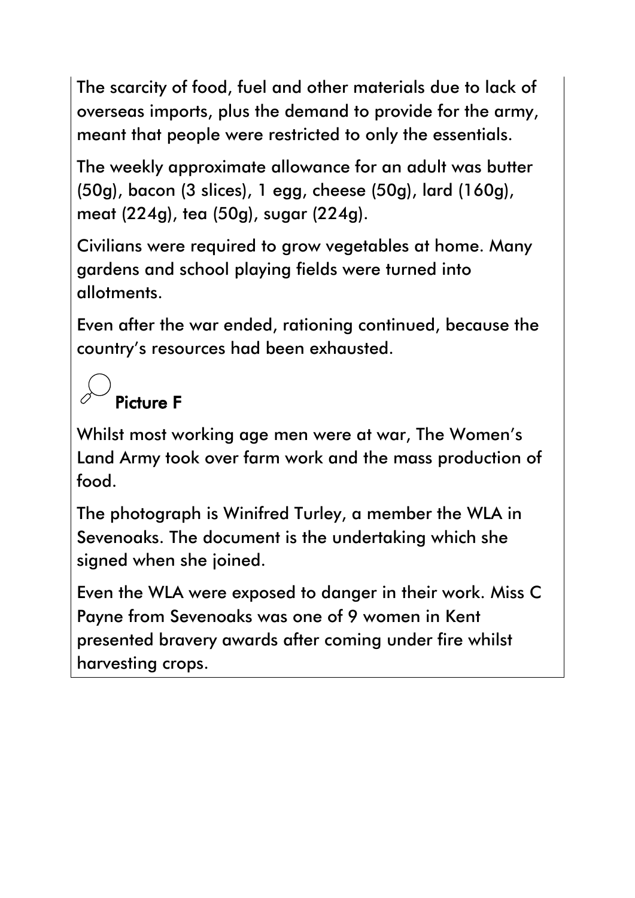The scarcity of food, fuel and other materials due to lack of overseas imports, plus the demand to provide for the army, meant that people were restricted to only the essentials.

The weekly approximate allowance for an adult was butter (50g), bacon (3 slices), 1 egg, cheese (50g), lard (160g), meat (224g), tea (50g), sugar (224g).

Civilians were required to grow vegetables at home. Many gardens and school playing fields were turned into allotments.

Even after the war ended, rationing continued, because the country's resources had been exhausted.

## Picture F

Whilst most working age men were at war, The Women's Land Army took over farm work and the mass production of food.

The photograph is Winifred Turley, a member the WLA in Sevenoaks. The document is the undertaking which she signed when she joined.

Even the WLA were exposed to danger in their work. Miss C Payne from Sevenoaks was one of 9 women in Kent presented bravery awards after coming under fire whilst harvesting crops.